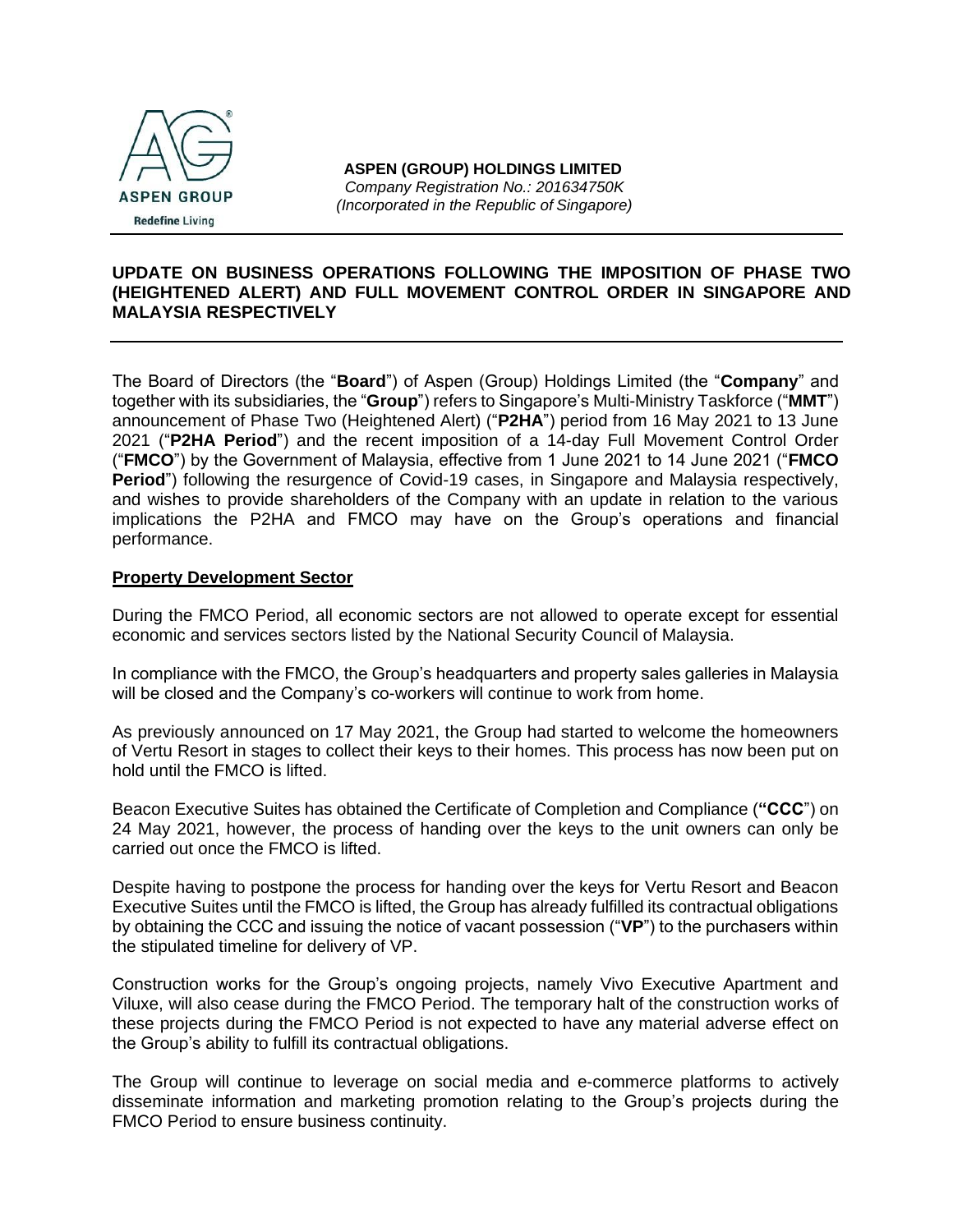**ASPEN (GROUP) HOLDINGS LIMITED**
*Company Registration No.: 201634750K*
*(Incorporated in the Republic of Singapore)*

# UPDATE ON BUSINESS OPERATIONS FOLLOWING THE IMPOSITION OF PHASE TWO (HEIGHTENED ALERT) AND FULL MOVEMENT CONTROL ORDER IN SINGAPORE AND MALAYSIA RESPECTIVELY

The Board of Directors (the "**Board**") of Aspen (Group) Holdings Limited (the "**Company**" and together with its subsidiaries, the "**Group**") refers to Singapore's Multi-Ministry Taskforce ("**MMT**") announcement of Phase Two (Heightened Alert) ("**P2HA**") period from 16 May 2021 to 13 June 2021 ("**P2HA Period**") and the recent imposition of a 14-day Full Movement Control Order ("**FMCO**") by the Government of Malaysia, effective from 1 June 2021 to 14 June 2021 ("**FMCO Period**") following the resurgence of Covid-19 cases, in Singapore and Malaysia respectively, and wishes to provide shareholders of the Company with an update in relation to the various implications the P2HA and FMCO may have on the Group's operations and financial performance.

## Property Development Sector

During the FMCO Period, all economic sectors are not allowed to operate except for essential economic and services sectors listed by the National Security Council of Malaysia.

In compliance with the FMCO, the Group's headquarters and property sales galleries in Malaysia will be closed and the Company's co-workers will continue to work from home.

As previously announced on 17 May 2021, the Group had started to welcome the homeowners of Vertu Resort in stages to collect their keys to their homes. This process has now been put on hold until the FMCO is lifted.

Beacon Executive Suites has obtained the Certificate of Completion and Compliance (**"CCC**") on 24 May 2021, however, the process of handing over the keys to the unit owners can only be carried out once the FMCO is lifted.

Despite having to postpone the process for handing over the keys for Vertu Resort and Beacon Executive Suites until the FMCO is lifted, the Group has already fulfilled its contractual obligations by obtaining the CCC and issuing the notice of vacant possession ("**VP**") to the purchasers within the stipulated timeline for delivery of VP.

Construction works for the Group's ongoing projects, namely Vivo Executive Apartment and Viluxe, will also cease during the FMCO Period. The temporary halt of the construction works of these projects during the FMCO Period is not expected to have any material adverse effect on the Group's ability to fulfill its contractual obligations.

The Group will continue to leverage on social media and e-commerce platforms to actively disseminate information and marketing promotion relating to the Group's projects during the FMCO Period to ensure business continuity.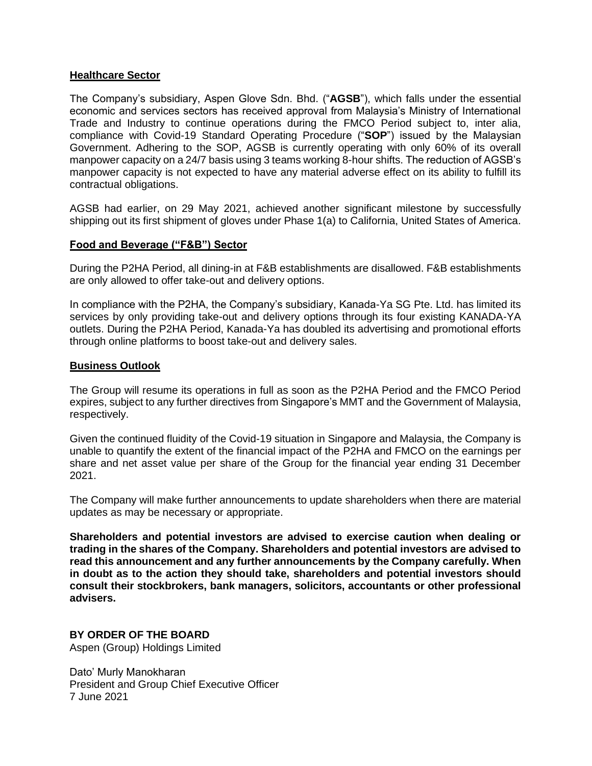**Healthcare Sector**

The Company's subsidiary, Aspen Glove Sdn. Bhd. ("**AGSB**"), which falls under the essential economic and services sectors has received approval from Malaysia's Ministry of International Trade and Industry to continue operations during the FMCO Period subject to, inter alia, compliance with Covid-19 Standard Operating Procedure ("**SOP**") issued by the Malaysian Government. Adhering to the SOP, AGSB is currently operating with only 60% of its overall manpower capacity on a 24/7 basis using 3 teams working 8-hour shifts. The reduction of AGSB's manpower capacity is not expected to have any material adverse effect on its ability to fulfill its contractual obligations.

AGSB had earlier, on 29 May 2021, achieved another significant milestone by successfully shipping out its first shipment of gloves under Phase 1(a) to California, United States of America.

**Food and Beverage ("F&B") Sector**

During the P2HA Period, all dining-in at F&B establishments are disallowed. F&B establishments are only allowed to offer take-out and delivery options.

In compliance with the P2HA, the Company's subsidiary, Kanada-Ya SG Pte. Ltd. has limited its services by only providing take-out and delivery options through its four existing KANADA-YA outlets. During the P2HA Period, Kanada-Ya has doubled its advertising and promotional efforts through online platforms to boost take-out and delivery sales.

**Business Outlook**

The Group will resume its operations in full as soon as the P2HA Period and the FMCO Period expires, subject to any further directives from Singapore's MMT and the Government of Malaysia, respectively.

Given the continued fluidity of the Covid-19 situation in Singapore and Malaysia, the Company is unable to quantify the extent of the financial impact of the P2HA and FMCO on the earnings per share and net asset value per share of the Group for the financial year ending 31 December 2021.

The Company will make further announcements to update shareholders when there are material updates as may be necessary or appropriate.

**Shareholders and potential investors are advised to exercise caution when dealing or trading in the shares of the Company. Shareholders and potential investors are advised to read this announcement and any further announcements by the Company carefully. When in doubt as to the action they should take, shareholders and potential investors should consult their stockbrokers, bank managers, solicitors, accountants or other professional advisers.**

**BY ORDER OF THE BOARD**
Aspen (Group) Holdings Limited

Dato' Murly Manokharan
President and Group Chief Executive Officer
7 June 2021